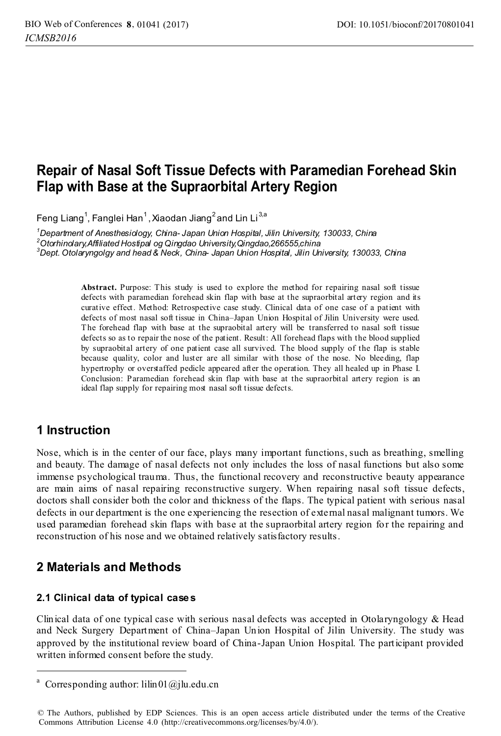# Repair of Nasal Soft Tissue Defects with Paramedian Forehead Skin Flap with Base at the Supraorbital Artery Region

Feng Liang[1], Fanglei Han[1], Xiaodan Jiang[2] and Lin Li[3,a]

[1]*Department of Anesthesiology, China- Japan Union Hospital, Jilin University, 130033, China*
[2]*Otorhinolary,Affiliated Hostipal og Qingdao University,Qingdao,266555,china*
[3]*Dept. Otolaryngolgy and head & Neck, China- Japan Union Hospital, Jilin University, 130033, China*

**Abstract.** Purpose: This study is used to explore the method for repairing nasal soft tissue defects with paramedian forehead skin flap with base at the supraorbital artery region and its curative effect. Method: Retrospective case study. Clinical data of one case of a patient with defects of most nasal soft tissue in China–Japan Union Hospital of Jilin University were used. The forehead flap with base at the supraobital artery will be transferred to nasal soft tissue defects so as to repair the nose of the patient. Result: All forehead flaps with the blood supplied by supraobital artery of one patient case all survived. The blood supply of the flap is stable because quality, color and luster are all similar with those of the nose. No bleeding, flap hypertrophy or overstaffed pedicle appeared after the operation. They all healed up in Phase I. Conclusion: Paramedian forehead skin flap with base at the supraorbital artery region is an ideal flap supply for repairing most nasal soft tissue defects.

## 1 Instruction

Nose, which is in the center of our face, plays many important functions, such as breathing, smelling and beauty. The damage of nasal defects not only includes the loss of nasal functions but also some immense psychological trauma. Thus, the functional recovery and reconstructive beauty appearance are main aims of nasal repairing reconstructive surgery. When repairing nasal soft tissue defects, doctors shall consider both the color and thickness of the flaps. The typical patient with serious nasal defects in our department is the one experiencing the resection of external nasal malignant tumors. We used paramedian forehead skin flaps with base at the supraorbital artery region for the repairing and reconstruction of his nose and we obtained relatively satisfactory results.

## 2 Materials and Methods

### 2.1 Clinical data of typical cases

Clinical data of one typical case with serious nasal defects was accepted in Otolaryngology & Head and Neck Surgery Department of China–Japan Union Hospital of Jilin University. The study was approved by the institutional review board of China-Japan Union Hospital. The participant provided written informed consent before the study.

---

[a] Corresponding author: lilin01@jlu.edu.cn

© The Authors, published by EDP Sciences. This is an open access article distributed under the terms of the Creative Commons Attribution License 4.0 (http://creativecommons.org/licenses/by/4.0/).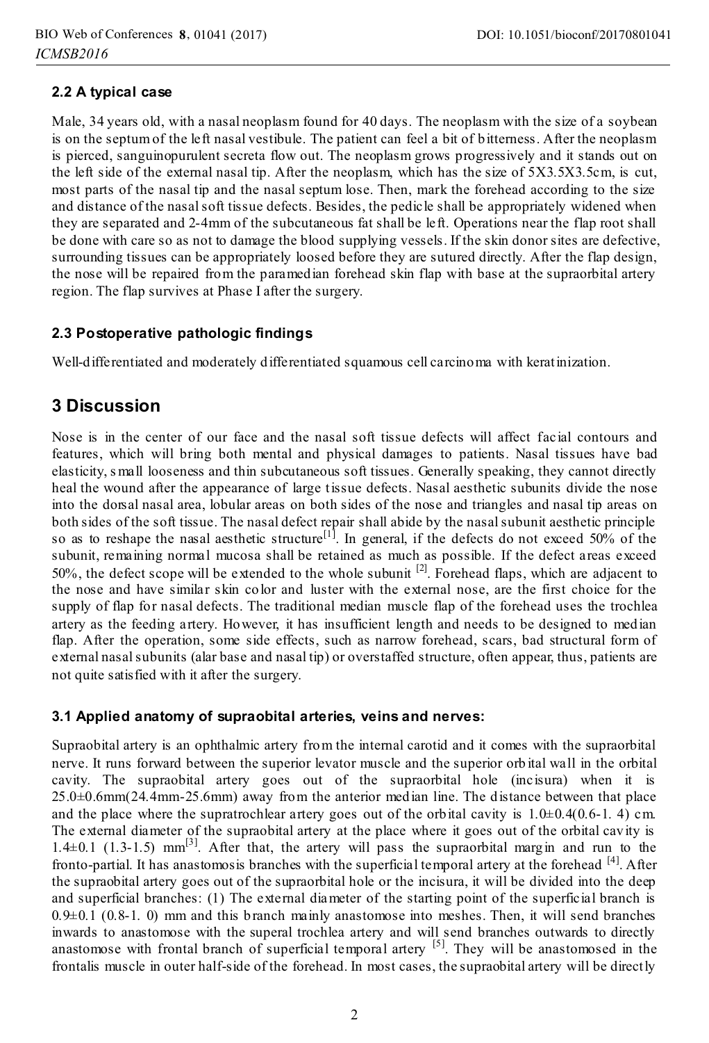### 2.2 A typical case

Male, 34 years old, with a nasal neoplasm found for 40 days. The neoplasm with the size of a soybean is on the septum of the left nasal vestibule. The patient can feel a bit of bitterness. After the neoplasm is pierced, sanguinopurulent secreta flow out. The neoplasm grows progressively and it stands out on the left side of the external nasal tip. After the neoplasm, which has the size of 5X3.5X3.5cm, is cut, most parts of the nasal tip and the nasal septum lose. Then, mark the forehead according to the size and distance of the nasal soft tissue defects. Besides, the pedicle shall be appropriately widened when they are separated and 2-4mm of the subcutaneous fat shall be left. Operations near the flap root shall be done with care so as not to damage the blood supplying vessels. If the skin donor sites are defective, surrounding tissues can be appropriately loosed before they are sutured directly. After the flap design, the nose will be repaired from the paramedian forehead skin flap with base at the supraorbital artery region. The flap survives at Phase I after the surgery.

### 2.3 Postoperative pathologic findings

Well-differentiated and moderately differentiated squamous cell carcinoma with keratinization.

## 3 Discussion

Nose is in the center of our face and the nasal soft tissue defects will affect facial contours and features, which will bring both mental and physical damages to patients. Nasal tissues have bad elasticity, small looseness and thin subcutaneous soft tissues. Generally speaking, they cannot directly heal the wound after the appearance of large tissue defects. Nasal aesthetic subunits divide the nose into the dorsal nasal area, lobular areas on both sides of the nose and triangles and nasal tip areas on both sides of the soft tissue. The nasal defect repair shall abide by the nasal subunit aesthetic principle so as to reshape the nasal aesthetic structure[1]. In general, if the defects do not exceed 50% of the subunit, remaining normal mucosa shall be retained as much as possible. If the defect areas exceed 50%, the defect scope will be extended to the whole subunit [2]. Forehead flaps, which are adjacent to the nose and have similar skin color and luster with the external nose, are the first choice for the supply of flap for nasal defects. The traditional median muscle flap of the forehead uses the trochlea artery as the feeding artery. However, it has insufficient length and needs to be designed to median flap. After the operation, some side effects, such as narrow forehead, scars, bad structural form of external nasal subunits (alar base and nasal tip) or overstaffed structure, often appear, thus, patients are not quite satisfied with it after the surgery.

### 3.1 Applied anatomy of supraobital arteries, veins and nerves:

Supraobital artery is an ophthalmic artery from the internal carotid and it comes with the supraorbital nerve. It runs forward between the superior levator muscle and the superior orbital wall in the orbital cavity. The supraobital artery goes out of the supraorbital hole (incisura) when it is 25.0±0.6mm(24.4mm-25.6mm) away from the anterior median line. The distance between that place and the place where the supratrochlear artery goes out of the orbital cavity is 1.0±0.4(0.6-1. 4) cm. The external diameter of the supraobital artery at the place where it goes out of the orbital cavity is 1.4±0.1 (1.3-1.5) mm[3]. After that, the artery will pass the supraorbital margin and run to the fronto-partial. It has anastomosis branches with the superficial temporal artery at the forehead [4]. After the supraobital artery goes out of the supraorbital hole or the incisura, it will be divided into the deep and superficial branches: (1) The external diameter of the starting point of the superficial branch is 0.9±0.1 (0.8-1. 0) mm and this branch mainly anastomose into meshes. Then, it will send branches inwards to anastomose with the superal trochlea artery and will send branches outwards to directly anastomose with frontal branch of superficial temporal artery [5]. They will be anastomosed in the frontalis muscle in outer half-side of the forehead. In most cases, the supraobital artery will be directly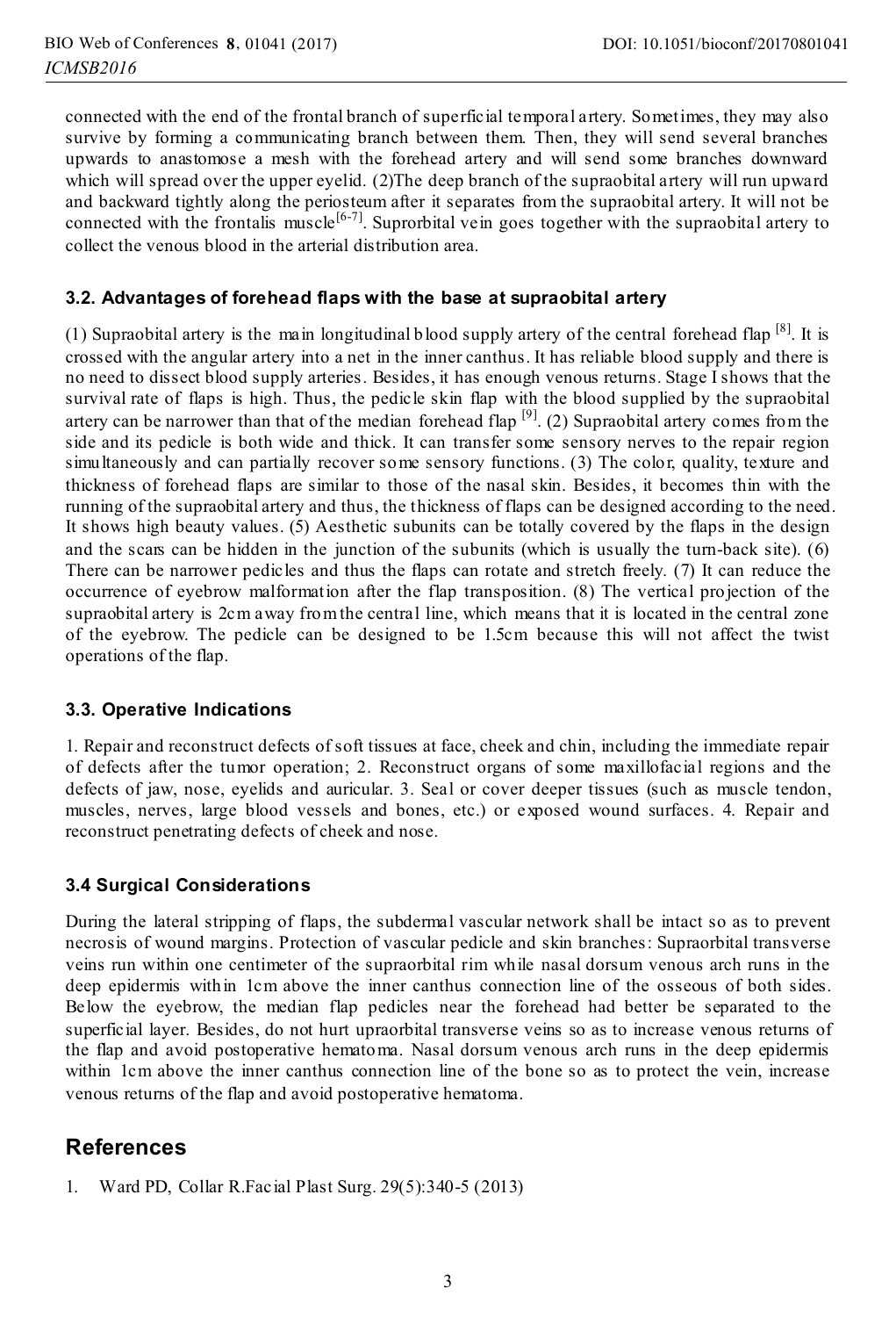connected with the end of the frontal branch of superficial temporal artery. Sometimes, they may also survive by forming a communicating branch between them. Then, they will send several branches upwards to anastomose a mesh with the forehead artery and will send some branches downward which will spread over the upper eyelid. (2)The deep branch of the supraobital artery will run upward and backward tightly along the periosteum after it separates from the supraobital artery. It will not be connected with the frontalis muscle[6-7]. Suprorbital vein goes together with the supraobital artery to collect the venous blood in the arterial distribution area.

### 3.2. Advantages of forehead flaps with the base at supraobital artery

(1) Supraobital artery is the main longitudinal blood supply artery of the central forehead flap [8]. It is crossed with the angular artery into a net in the inner canthus. It has reliable blood supply and there is no need to dissect blood supply arteries. Besides, it has enough venous returns. Stage I shows that the survival rate of flaps is high. Thus, the pedicle skin flap with the blood supplied by the supraobital artery can be narrower than that of the median forehead flap [9]. (2) Supraobital artery comes from the side and its pedicle is both wide and thick. It can transfer some sensory nerves to the repair region simultaneously and can partially recover some sensory functions. (3) The color, quality, texture and thickness of forehead flaps are similar to those of the nasal skin. Besides, it becomes thin with the running of the supraobital artery and thus, the thickness of flaps can be designed according to the need. It shows high beauty values. (5) Aesthetic subunits can be totally covered by the flaps in the design and the scars can be hidden in the junction of the subunits (which is usually the turn-back site). (6) There can be narrower pedicles and thus the flaps can rotate and stretch freely. (7) It can reduce the occurrence of eyebrow malformation after the flap transposition. (8) The vertical projection of the supraobital artery is 2cm away from the central line, which means that it is located in the central zone of the eyebrow. The pedicle can be designed to be 1.5cm because this will not affect the twist operations of the flap.

### 3.3. Operative Indications

1. Repair and reconstruct defects of soft tissues at face, cheek and chin, including the immediate repair of defects after the tumor operation; 2. Reconstruct organs of some maxillofacial regions and the defects of jaw, nose, eyelids and auricular. 3. Seal or cover deeper tissues (such as muscle tendon, muscles, nerves, large blood vessels and bones, etc.) or exposed wound surfaces. 4. Repair and reconstruct penetrating defects of cheek and nose.

### 3.4 Surgical Considerations

During the lateral stripping of flaps, the subdermal vascular network shall be intact so as to prevent necrosis of wound margins. Protection of vascular pedicle and skin branches: Supraorbital transverse veins run within one centimeter of the supraorbital rim while nasal dorsum venous arch runs in the deep epidermis within 1cm above the inner canthus connection line of the osseous of both sides. Below the eyebrow, the median flap pedicles near the forehead had better be separated to the superficial layer. Besides, do not hurt upraorbital transverse veins so as to increase venous returns of the flap and avoid postoperative hematoma. Nasal dorsum venous arch runs in the deep epidermis within 1cm above the inner canthus connection line of the bone so as to protect the vein, increase venous returns of the flap and avoid postoperative hematoma.

## References

1. Ward PD, Collar R.Facial Plast Surg. 29(5):340-5 (2013)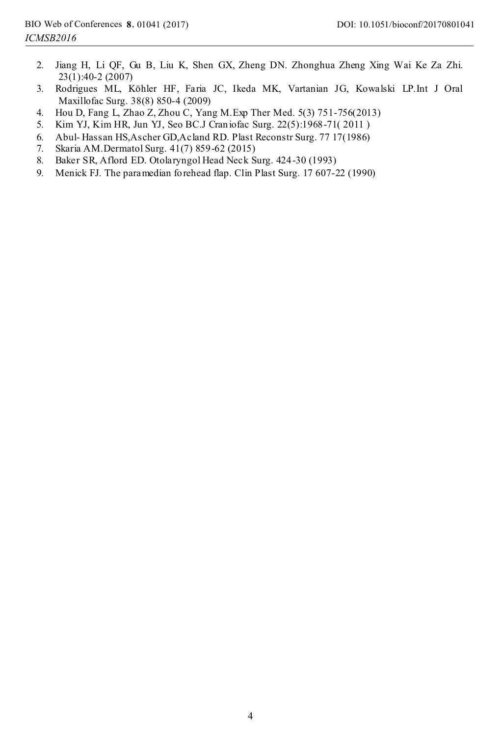2. Jiang H, Li QF, Gu B, Liu K, Shen GX, Zheng DN. Zhonghua Zheng Xing Wai Ke Za Zhi. 23(1):40-2 (2007)
3. Rodrigues ML, Köhler HF, Faria JC, Ikeda MK, Vartanian JG, Kowalski LP.Int J Oral Maxillofac Surg. 38(8) 850-4 (2009)
4. Hou D, Fang L, Zhao Z, Zhou C, Yang M.Exp Ther Med. 5(3) 751-756(2013)
5. Kim YJ, Kim HR, Jun YJ, Seo BC.J Craniofac Surg. 22(5):1968-71( 2011 )
6. Abul- Hassan HS,Ascher GD,Acland RD. Plast Reconstr Surg. 77 17(1986)
7. Skaria AM.Dermatol Surg. 41(7) 859-62 (2015)
8. Baker SR, Aflord ED. Otolaryngol Head Neck Surg. 424-30 (1993)
9. Menick FJ. The paramedian forehead flap. Clin Plast Surg. 17 607-22 (1990)